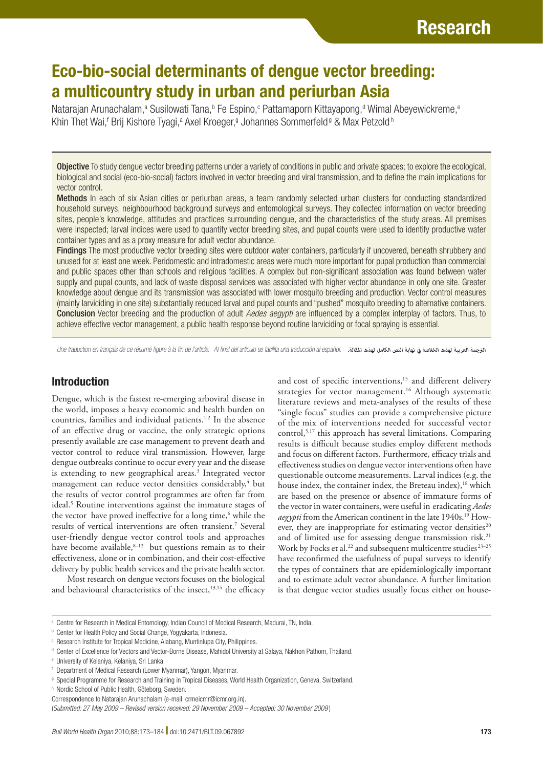Research

# Eco-bio-social determinants of dengue vector breeding: a multicountry study in urban and periurban Asia

Natarajan Arunachalam,[a] Susilowati Tana,[b] Fe Espino,[c] Pattamaporn Kittayapong,[d] Wimal Abeyewickreme,[e] Khin Thet Wai,[f] Brij Kishore Tyagi,[a] Axel Kroeger,[g] Johannes Sommerfeld[g] & Max Petzold[h]

**Objective** To study dengue vector breeding patterns under a variety of conditions in public and private spaces; to explore the ecological, biological and social (eco-bio-social) factors involved in vector breeding and viral transmission, and to define the main implications for vector control.

**Methods** In each of six Asian cities or periurban areas, a team randomly selected urban clusters for conducting standardized household surveys, neighbourhood background surveys and entomological surveys. They collected information on vector breeding sites, people's knowledge, attitudes and practices surrounding dengue, and the characteristics of the study areas. All premises were inspected; larval indices were used to quantify vector breeding sites, and pupal counts were used to identify productive water container types and as a proxy measure for adult vector abundance.

**Findings** The most productive vector breeding sites were outdoor water containers, particularly if uncovered, beneath shrubbery and unused for at least one week. Peridomestic and intradomestic areas were much more important for pupal production than commercial and public spaces other than schools and religious facilities. A complex but non-significant association was found between water supply and pupal counts, and lack of waste disposal services was associated with higher vector abundance in only one site. Greater knowledge about dengue and its transmission was associated with lower mosquito breeding and production. Vector control measures (mainly larviciding in one site) substantially reduced larval and pupal counts and "pushed" mosquito breeding to alternative containers.

**Conclusion** Vector breeding and the production of adult *Aedes aegypti* are influenced by a complex interplay of factors. Thus, to achieve effective vector management, a public health response beyond routine larviciding or focal spraying is essential.

*Une traduction en français de ce résumé figure à la fin de l'article. Al final del artículo se facilita una traducción al español.* الترجمة العربية لهذه الخلاصة في نهاية النص الكامل لهذه المقالة.

## Introduction

Dengue, which is the fastest re-emerging arboviral disease in the world, imposes a heavy economic and health burden on countries, families and individual patients.[1,2] In the absence of an effective drug or vaccine, the only strategic options presently available are case management to prevent death and vector control to reduce viral transmission. However, large dengue outbreaks continue to occur every year and the disease is extending to new geographical areas.[3] Integrated vector management can reduce vector densities considerably,[4] but the results of vector control programmes are often far from ideal.[5] Routine interventions against the immature stages of the vector have proved ineffective for a long time,[6] while the results of vertical interventions are often transient.[7] Several user-friendly dengue vector control tools and approaches have become available,[8–12] but questions remain as to their effectiveness, alone or in combination, and their cost-effective delivery by public health services and the private health sector.

Most research on dengue vectors focuses on the biological and behavioural characteristics of the insect,[13,14] the efficacy and cost of specific interventions,[15] and different delivery strategies for vector management.[16] Although systematic literature reviews and meta-analyses of the results of these "single focus" studies can provide a comprehensive picture of the mix of interventions needed for successful vector control,[5,17] this approach has several limitations. Comparing results is difficult because studies employ different methods and focus on different factors. Furthermore, efficacy trials and effectiveness studies on dengue vector interventions often have questionable outcome measurements. Larval indices (e.g. the house index, the container index, the Breteau index),[18] which are based on the presence or absence of immature forms of the vector in water containers, were useful in eradicating *Aedes aegypti* from the American continent in the late 1940s.[19] However, they are inappropriate for estimating vector densities[20] and of limited use for assessing dengue transmission risk.[21] Work by Focks et al.[22] and subsequent multicentre studies[23–25] have reconfirmed the usefulness of pupal surveys to identify the types of containers that are epidemiologically important and to estimate adult vector abundance. A further limitation is that dengue vector studies usually focus either on house-

[a] Centre for Research in Medical Entomology, Indian Council of Medical Research, Madurai, TN, India.
[b] Center for Health Policy and Social Change, Yogyakarta, Indonesia.
[c] Research Institute for Tropical Medicine, Alabang, Muntinlupa City, Philippines.
[d] Center of Excellence for Vectors and Vector-Borne Disease, Mahidol University at Salaya, Nakhon Pathom, Thailand.
[e] University of Kelaniya, Kelaniya, Sri Lanka.
[f] Department of Medical Research (Lower Myanmar), Yangon, Myanmar.
[g] Special Programme for Research and Training in Tropical Diseases, World Health Organization, Geneva, Switzerland.
[h] Nordic School of Public Health, Göteborg, Sweden.
Correspondence to Natarajan Arunachalam (e-mail: crmeicmr@icmr.org.in).
(*Submitted: 27 May 2009 – Revised version received: 29 November 2009 – Accepted: 30 November 2009*)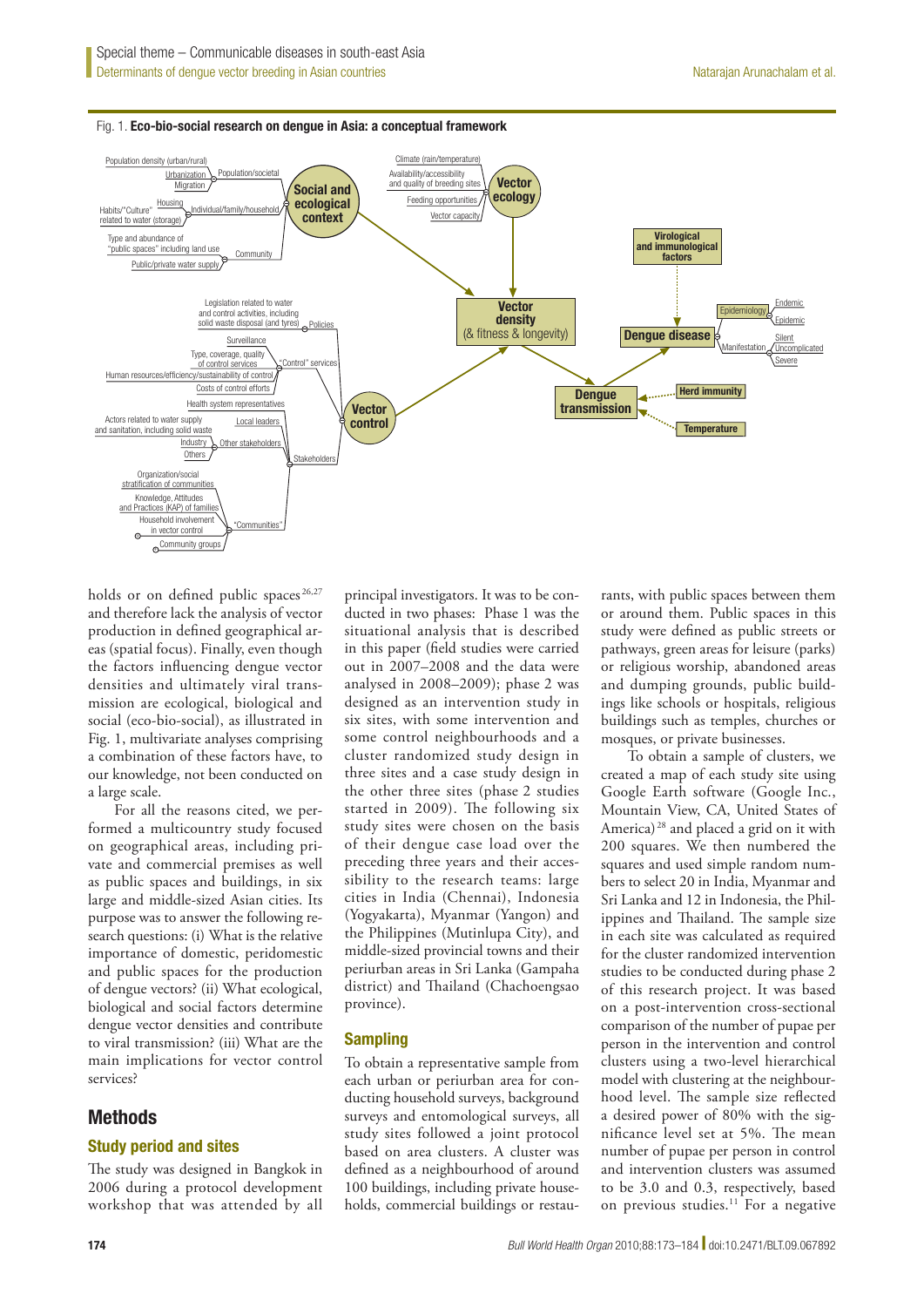Fig. 1. **Eco-bio-social research on dengue in Asia: a conceptual framework**

holds or on defined public spaces[26,27] and therefore lack the analysis of vector production in defined geographical areas (spatial focus). Finally, even though the factors influencing dengue vector densities and ultimately viral transmission are ecological, biological and social (eco-bio-social), as illustrated in Fig. 1, multivariate analyses comprising a combination of these factors have, to our knowledge, not been conducted on a large scale.

For all the reasons cited, we performed a multicountry study focused on geographical areas, including private and commercial premises as well as public spaces and buildings, in six large and middle-sized Asian cities. Its purpose was to answer the following research questions: (i) What is the relative importance of domestic, peridomestic and public spaces for the production of dengue vectors? (ii) What ecological, biological and social factors determine dengue vector densities and contribute to viral transmission? (iii) What are the main implications for vector control services?

## Methods

### Study period and sites

The study was designed in Bangkok in 2006 during a protocol development workshop that was attended by all principal investigators. It was to be conducted in two phases: Phase 1 was the situational analysis that is described in this paper (field studies were carried out in 2007–2008 and the data were analysed in 2008–2009); phase 2 was designed as an intervention study in six sites, with some intervention and some control neighbourhoods and a cluster randomized study design in three sites and a case study design in the other three sites (phase 2 studies started in 2009). The following six study sites were chosen on the basis of their dengue case load over the preceding three years and their accessibility to the research teams: large cities in India (Chennai), Indonesia (Yogyakarta), Myanmar (Yangon) and the Philippines (Mutinlupa City), and middle-sized provincial towns and their periurban areas in Sri Lanka (Gampaha district) and Thailand (Chachoengsao province).

### Sampling

To obtain a representative sample from each urban or periurban area for conducting household surveys, background surveys and entomological surveys, all study sites followed a joint protocol based on area clusters. A cluster was defined as a neighbourhood of around 100 buildings, including private households, commercial buildings or restaurants, with public spaces between them or around them. Public spaces in this study were defined as public streets or pathways, green areas for leisure (parks) or religious worship, abandoned areas and dumping grounds, public buildings like schools or hospitals, religious buildings such as temples, churches or mosques, or private businesses.

To obtain a sample of clusters, we created a map of each study site using Google Earth software (Google Inc., Mountain View, CA, United States of America)[28] and placed a grid on it with 200 squares. We then numbered the squares and used simple random numbers to select 20 in India, Myanmar and Sri Lanka and 12 in Indonesia, the Philippines and Thailand. The sample size in each site was calculated as required for the cluster randomized intervention studies to be conducted during phase 2 of this research project. It was based on a post-intervention cross-sectional comparison of the number of pupae per person in the intervention and control clusters using a two-level hierarchical model with clustering at the neighbourhood level. The sample size reflected a desired power of 80% with the significance level set at 5%. The mean number of pupae per person in control and intervention clusters was assumed to be 3.0 and 0.3, respectively, based on previous studies.[11] For a negative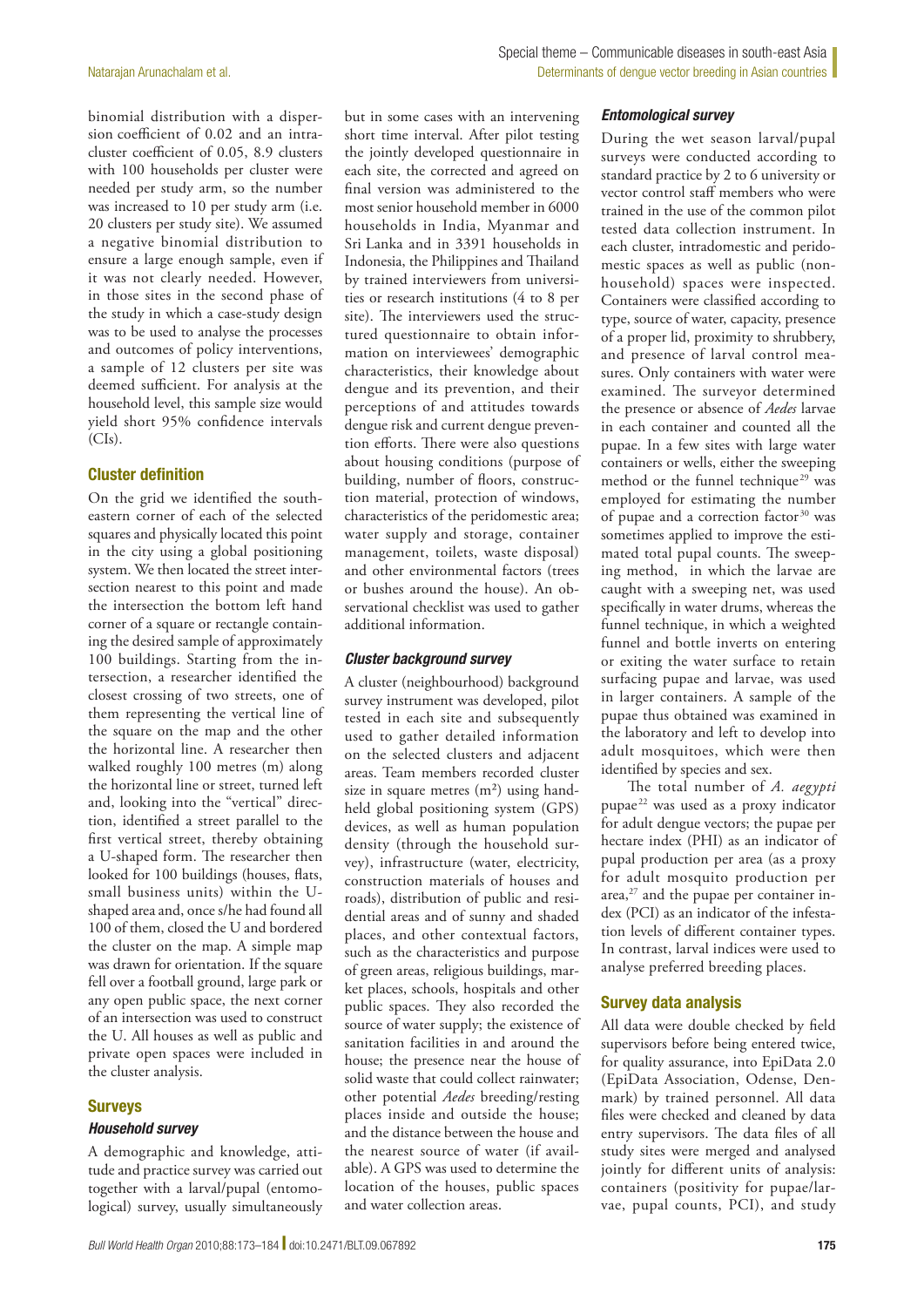binomial distribution with a dispersion coefficient of 0.02 and an intracluster coefficient of 0.05, 8.9 clusters with 100 households per cluster were needed per study arm, so the number was increased to 10 per study arm (i.e. 20 clusters per study site). We assumed a negative binomial distribution to ensure a large enough sample, even if it was not clearly needed. However, in those sites in the second phase of the study in which a case-study design was to be used to analyse the processes and outcomes of policy interventions, a sample of 12 clusters per site was deemed sufficient. For analysis at the household level, this sample size would yield short 95% confidence intervals (CIs).

## Cluster definition

On the grid we identified the south-eastern corner of each of the selected squares and physically located this point in the city using a global positioning system. We then located the street intersection nearest to this point and made the intersection the bottom left hand corner of a square or rectangle containing the desired sample of approximately 100 buildings. Starting from the intersection, a researcher identified the closest crossing of two streets, one of them representing the vertical line of the square on the map and the other the horizontal line. A researcher then walked roughly 100 metres (m) along the horizontal line or street, turned left and, looking into the "vertical" direction, identified a street parallel to the first vertical street, thereby obtaining a U-shaped form. The researcher then looked for 100 buildings (houses, flats, small business units) within the U-shaped area and, once s/he had found all 100 of them, closed the U and bordered the cluster on the map. A simple map was drawn for orientation. If the square fell over a football ground, large park or any open public space, the next corner of an intersection was used to construct the U. All houses as well as public and private open spaces were included in the cluster analysis.

## Surveys

### *Household survey*

A demographic and knowledge, attitude and practice survey was carried out together with a larval/pupal (entomological) survey, usually simultaneously but in some cases with an intervening short time interval. After pilot testing the jointly developed questionnaire in each site, the corrected and agreed on final version was administered to the most senior household member in 6000 households in India, Myanmar and Sri Lanka and in 3391 households in Indonesia, the Philippines and Thailand by trained interviewers from universities or research institutions (4 to 8 per site). The interviewers used the structured questionnaire to obtain information on interviewees' demographic characteristics, their knowledge about dengue and its prevention, and their perceptions of and attitudes towards dengue risk and current dengue prevention efforts. There were also questions about housing conditions (purpose of building, number of floors, construction material, protection of windows, characteristics of the peridomestic area; water supply and storage, container management, toilets, waste disposal) and other environmental factors (trees or bushes around the house). An observational checklist was used to gather additional information.

### *Cluster background survey*

A cluster (neighbourhood) background survey instrument was developed, pilot tested in each site and subsequently used to gather detailed information on the selected clusters and adjacent areas. Team members recorded cluster size in square metres (m²) using handheld global positioning system (GPS) devices, as well as human population density (through the household survey), infrastructure (water, electricity, construction materials of houses and roads), distribution of public and residential areas and of sunny and shaded places, and other contextual factors, such as the characteristics and purpose of green areas, religious buildings, market places, schools, hospitals and other public spaces. They also recorded the source of water supply; the existence of sanitation facilities in and around the house; the presence near the house of solid waste that could collect rainwater; other potential *Aedes* breeding/resting places inside and outside the house; and the distance between the house and the nearest source of water (if available). A GPS was used to determine the location of the houses, public spaces and water collection areas.

### *Entomological survey*

During the wet season larval/pupal surveys were conducted according to standard practice by 2 to 6 university or vector control staff members who were trained in the use of the common pilot tested data collection instrument. In each cluster, intradomestic and peridomestic spaces as well as public (non-household) spaces were inspected. Containers were classified according to type, source of water, capacity, presence of a proper lid, proximity to shrubbery, and presence of larval control measures. Only containers with water were examined. The surveyor determined the presence or absence of *Aedes* larvae in each container and counted all the pupae. In a few sites with large water containers or wells, either the sweeping method or the funnel technique[29] was employed for estimating the number of pupae and a correction factor[30] was sometimes applied to improve the estimated total pupal counts. The sweeping method, in which the larvae are caught with a sweeping net, was used specifically in water drums, whereas the funnel technique, in which a weighted funnel and bottle inverts on entering or exiting the water surface to retain surfacing pupae and larvae, was used in larger containers. A sample of the pupae thus obtained was examined in the laboratory and left to develop into adult mosquitoes, which were then identified by species and sex.

The total number of *A. aegypti* pupae[22] was used as a proxy indicator for adult dengue vectors; the pupae per hectare index (PHI) as an indicator of pupal production per area (as a proxy for adult mosquito production per area,[27] and the pupae per container index (PCI) as an indicator of the infestation levels of different container types. In contrast, larval indices were used to analyse preferred breeding places.

## Survey data analysis

All data were double checked by field supervisors before being entered twice, for quality assurance, into EpiData 2.0 (EpiData Association, Odense, Denmark) by trained personnel. All data files were checked and cleaned by data entry supervisors. The data files of all study sites were merged and analysed jointly for different units of analysis: containers (positivity for pupae/larvae, pupal counts, PCI), and study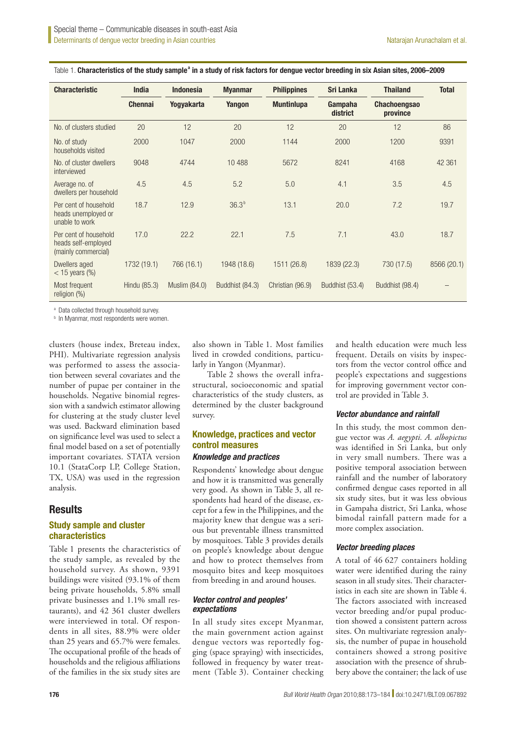Table 1. **Characteristics of the study sample[a] in a study of risk factors for dengue vector breeding in six Asian sites, 2006–2009**

| Characteristic | India | Indonesia | Myanmar | Philippines | Sri Lanka | Thailand | Total |
|---|---|---|---|---|---|---|---|
| | Chennai | Yogyakarta | Yangon | Muntinlupa | Gampaha district | Chachoengsao province | |
| No. of clusters studied | 20 | 12 | 20 | 12 | 20 | 12 | 86 |
| No. of study households visited | 2000 | 1047 | 2000 | 1144 | 2000 | 1200 | 9391 |
| No. of cluster dwellers interviewed | 9048 | 4744 | 10 488 | 5672 | 8241 | 4168 | 42 361 |
| Average no. of dwellers per household | 4.5 | 4.5 | 5.2 | 5.0 | 4.1 | 3.5 | 4.5 |
| Per cent of household heads unemployed or unable to work | 18.7 | 12.9 | 36.3[b] | 13.1 | 20.0 | 7.2 | 19.7 |
| Per cent of household heads self-employed (mainly commercial) | 17.0 | 22.2 | 22.1 | 7.5 | 7.1 | 43.0 | 18.7 |
| Dwellers aged < 15 years (%) | 1732 (19.1) | 766 (16.1) | 1948 (18.6) | 1511 (26.8) | 1839 (22.3) | 730 (17.5) | 8566 (20.1) |
| Most frequent religion (%) | Hindu (85.3) | Muslim (84.0) | Buddhist (84.3) | Christian (96.9) | Buddhist (53.4) | Buddhist (98.4) | – |

[a] Data collected through household survey.

[b] In Myanmar, most respondents were women.

clusters (house index, Breteau index, PHI). Multivariate regression analysis was performed to assess the association between several covariates and the number of pupae per container in the households. Negative binomial regression with a sandwich estimator allowing for clustering at the study cluster level was used. Backward elimination based on significance level was used to select a final model based on a set of potentially important covariates. STATA version 10.1 (StataCorp LP, College Station, TX, USA) was used in the regression analysis.

## Results

### Study sample and cluster characteristics

Table 1 presents the characteristics of the study sample, as revealed by the household survey. As shown, 9391 buildings were visited (93.1% of them being private households, 5.8% small private businesses and 1.1% small restaurants), and 42 361 cluster dwellers were interviewed in total. Of respondents in all sites, 88.9% were older than 25 years and 65.7% were females. The occupational profile of the heads of households and the religious affiliations of the families in the six study sites are also shown in Table 1. Most families lived in crowded conditions, particularly in Yangon (Myanmar).

Table 2 shows the overall infrastructural, socioeconomic and spatial characteristics of the study clusters, as determined by the cluster background survey.

### Knowledge, practices and vector control measures

#### *Knowledge and practices*

Respondents' knowledge about dengue and how it is transmitted was generally very good. As shown in Table 3, all respondents had heard of the disease, except for a few in the Philippines, and the majority knew that dengue was a serious but preventable illness transmitted by mosquitoes. Table 3 provides details on people's knowledge about dengue and how to protect themselves from mosquito bites and keep mosquitoes from breeding in and around houses.

#### *Vector control and peoples' expectations*

In all study sites except Myanmar, the main government action against dengue vectors was reportedly fogging (space spraying) with insecticides, followed in frequency by water treatment (Table 3). Container checking and health education were much less frequent. Details on visits by inspectors from the vector control office and people's expectations and suggestions for improving government vector control are provided in Table 3.

#### *Vector abundance and rainfall*

In this study, the most common dengue vector was *A. aegypti*. *A. albopictus* was identified in Sri Lanka, but only in very small numbers. There was a positive temporal association between rainfall and the number of laboratory confirmed dengue cases reported in all six study sites, but it was less obvious in Gampaha district, Sri Lanka, whose bimodal rainfall pattern made for a more complex association.

#### *Vector breeding places*

A total of 46 627 containers holding water were identified during the rainy season in all study sites. Their characteristics in each site are shown in Table 4. The factors associated with increased vector breeding and/or pupal production showed a consistent pattern across sites. On multivariate regression analysis, the number of pupae in household containers showed a strong positive association with the presence of shrubbery above the container; the lack of use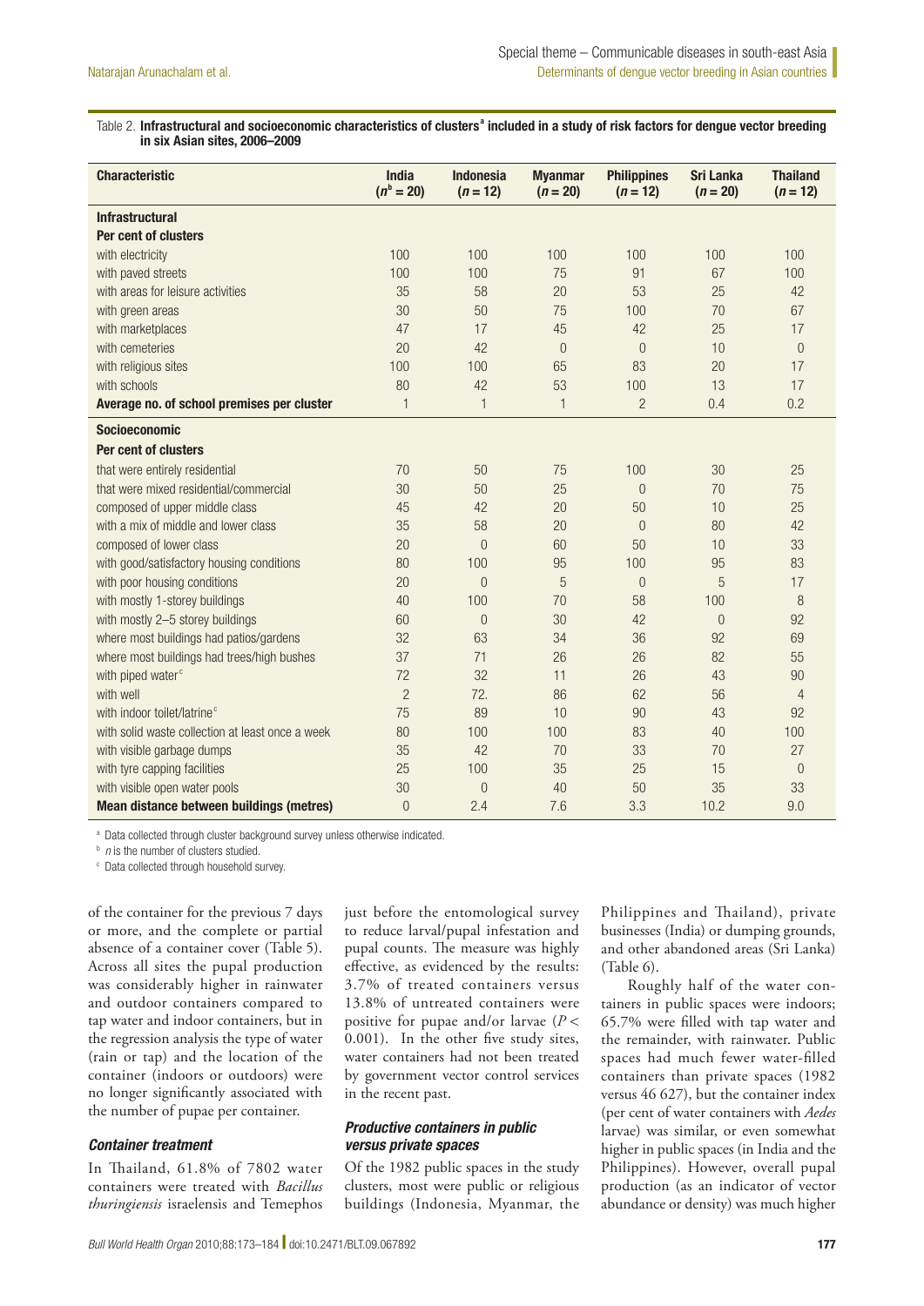Table 2. **Infrastructural and socioeconomic characteristics of clusters[a] included in a study of risk factors for dengue vector breeding in six Asian sites, 2006–2009**

| Characteristic | India ($n$[b] = 20) | Indonesia ($n$ = 12) | Myanmar ($n$ = 20) | Philippines ($n$ = 12) | Sri Lanka ($n$ = 20) | Thailand ($n$ = 12) |
|---|---|---|---|---|---|---|
| **Infrastructural** | | | | | | |
| **Per cent of clusters** | | | | | | |
| with electricity | 100 | 100 | 100 | 100 | 100 | 100 |
| with paved streets | 100 | 100 | 75 | 91 | 67 | 100 |
| with areas for leisure activities | 35 | 58 | 20 | 53 | 25 | 42 |
| with green areas | 30 | 50 | 75 | 100 | 70 | 67 |
| with marketplaces | 47 | 17 | 45 | 42 | 25 | 17 |
| with cemeteries | 20 | 42 | 0 | 0 | 10 | 0 |
| with religious sites | 100 | 100 | 65 | 83 | 20 | 17 |
| with schools | 80 | 42 | 53 | 100 | 13 | 17 |
| **Average no. of school premises per cluster** | 1 | 1 | 1 | 2 | 0.4 | 0.2 |
| **Socioeconomic** | | | | | | |
| **Per cent of clusters** | | | | | | |
| that were entirely residential | 70 | 50 | 75 | 100 | 30 | 25 |
| that were mixed residential/commercial | 30 | 50 | 25 | 0 | 70 | 75 |
| composed of upper middle class | 45 | 42 | 20 | 50 | 10 | 25 |
| with a mix of middle and lower class | 35 | 58 | 20 | 0 | 80 | 42 |
| composed of lower class | 20 | 0 | 60 | 50 | 10 | 33 |
| with good/satisfactory housing conditions | 80 | 100 | 95 | 100 | 95 | 83 |
| with poor housing conditions | 20 | 0 | 5 | 0 | 5 | 17 |
| with mostly 1-storey buildings | 40 | 100 | 70 | 58 | 100 | 8 |
| with mostly 2–5 storey buildings | 60 | 0 | 30 | 42 | 0 | 92 |
| where most buildings had patios/gardens | 32 | 63 | 34 | 36 | 92 | 69 |
| where most buildings had trees/high bushes | 37 | 71 | 26 | 26 | 82 | 55 |
| with piped water[c] | 72 | 32 | 11 | 26 | 43 | 90 |
| with well | 2 | 72. | 86 | 62 | 56 | 4 |
| with indoor toilet/latrine[c] | 75 | 89 | 10 | 90 | 43 | 92 |
| with solid waste collection at least once a week | 80 | 100 | 100 | 83 | 40 | 100 |
| with visible garbage dumps | 35 | 42 | 70 | 33 | 70 | 27 |
| with tyre capping facilities | 25 | 100 | 35 | 25 | 15 | 0 |
| with visible open water pools | 30 | 0 | 40 | 50 | 35 | 33 |
| **Mean distance between buildings (metres)** | 0 | 2.4 | 7.6 | 3.3 | 10.2 | 9.0 |

[a] Data collected through cluster background survey unless otherwise indicated.

[b] $n$ is the number of clusters studied.

[c] Data collected through household survey.

of the container for the previous 7 days or more, and the complete or partial absence of a container cover (Table 5). Across all sites the pupal production was considerably higher in rainwater and outdoor containers compared to tap water and indoor containers, but in the regression analysis the type of water (rain or tap) and the location of the container (indoors or outdoors) were no longer significantly associated with the number of pupae per container.

### *Container treatment*

In Thailand, 61.8% of 7802 water containers were treated with *Bacillus thuringiensis* israelensis and Temephos just before the entomological survey to reduce larval/pupal infestation and pupal counts. The measure was highly effective, as evidenced by the results: 3.7% of treated containers versus 13.8% of untreated containers were positive for pupae and/or larvae ($P < 0.001$). In the other five study sites, water containers had not been treated by government vector control services in the recent past.

### *Productive containers in public versus private spaces*

Of the 1982 public spaces in the study clusters, most were public or religious buildings (Indonesia, Myanmar, the Philippines and Thailand), private businesses (India) or dumping grounds, and other abandoned areas (Sri Lanka) (Table 6).

Roughly half of the water containers in public spaces were indoors; 65.7% were filled with tap water and the remainder, with rainwater. Public spaces had much fewer water-filled containers than private spaces (1982 versus 46 627), but the container index (per cent of water containers with *Aedes* larvae) was similar, or even somewhat higher in public spaces (in India and the Philippines). However, overall pupal production (as an indicator of vector abundance or density) was much higher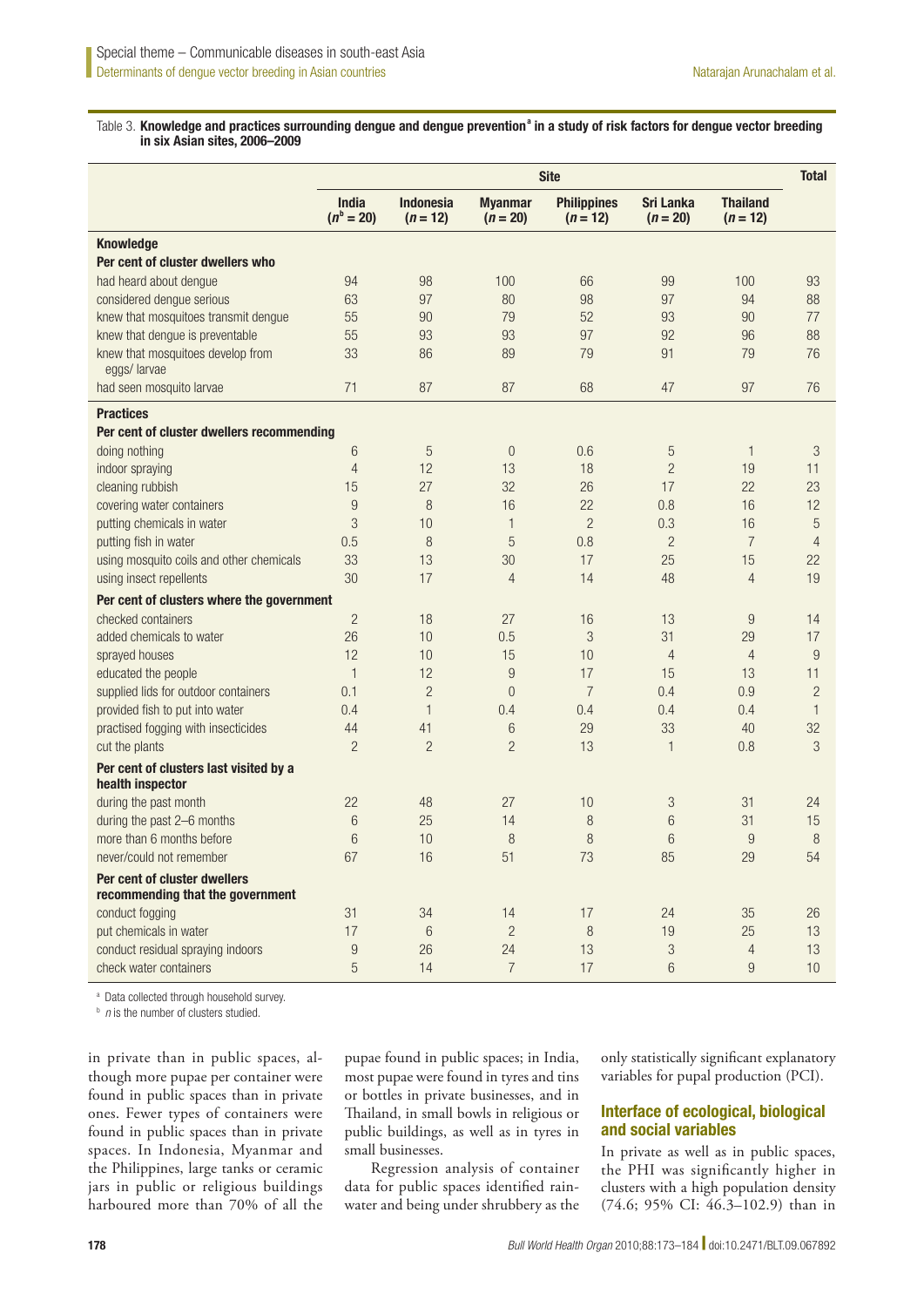Table 3. **Knowledge and practices surrounding dengue and dengue prevention[a] in a study of risk factors for dengue vector breeding in six Asian sites, 2006–2009**

| | Site | | | | | | Total |
|---|---|---|---|---|---|---|---|
| | India ($n$[b] = 20) | Indonesia ($n$ = 12) | Myanmar ($n$ = 20) | Philippines ($n$ = 12) | Sri Lanka ($n$ = 20) | Thailand ($n$ = 12) | |
| **Knowledge** | | | | | | | |
| **Per cent of cluster dwellers who** | | | | | | | |
| had heard about dengue | 94 | 98 | 100 | 66 | 99 | 100 | 93 |
| considered dengue serious | 63 | 97 | 80 | 98 | 97 | 94 | 88 |
| knew that mosquitoes transmit dengue | 55 | 90 | 79 | 52 | 93 | 90 | 77 |
| knew that dengue is preventable | 55 | 93 | 93 | 97 | 92 | 96 | 88 |
| knew that mosquitoes develop from eggs/ larvae | 33 | 86 | 89 | 79 | 91 | 79 | 76 |
| had seen mosquito larvae | 71 | 87 | 87 | 68 | 47 | 97 | 76 |
| **Practices** | | | | | | | |
| **Per cent of cluster dwellers recommending** | | | | | | | |
| doing nothing | 6 | 5 | 0 | 0.6 | 5 | 1 | 3 |
| indoor spraying | 4 | 12 | 13 | 18 | 2 | 19 | 11 |
| cleaning rubbish | 15 | 27 | 32 | 26 | 17 | 22 | 23 |
| covering water containers | 9 | 8 | 16 | 22 | 0.8 | 16 | 12 |
| putting chemicals in water | 3 | 10 | 1 | 2 | 0.3 | 16 | 5 |
| putting fish in water | 0.5 | 8 | 5 | 0.8 | 2 | 7 | 4 |
| using mosquito coils and other chemicals | 33 | 13 | 30 | 17 | 25 | 15 | 22 |
| using insect repellents | 30 | 17 | 4 | 14 | 48 | 4 | 19 |
| **Per cent of clusters where the government** | | | | | | | |
| checked containers | 2 | 18 | 27 | 16 | 13 | 9 | 14 |
| added chemicals to water | 26 | 10 | 0.5 | 3 | 31 | 29 | 17 |
| sprayed houses | 12 | 10 | 15 | 10 | 4 | 4 | 9 |
| educated the people | 1 | 12 | 9 | 17 | 15 | 13 | 11 |
| supplied lids for outdoor containers | 0.1 | 2 | 0 | 7 | 0.4 | 0.9 | 2 |
| provided fish to put into water | 0.4 | 1 | 0.4 | 0.4 | 0.4 | 0.4 | 1 |
| practised fogging with insecticides | 44 | 41 | 6 | 29 | 33 | 40 | 32 |
| cut the plants | 2 | 2 | 2 | 13 | 1 | 0.8 | 3 |
| **Per cent of clusters last visited by a health inspector** | | | | | | | |
| during the past month | 22 | 48 | 27 | 10 | 3 | 31 | 24 |
| during the past 2–6 months | 6 | 25 | 14 | 8 | 6 | 31 | 15 |
| more than 6 months before | 6 | 10 | 8 | 8 | 6 | 9 | 8 |
| never/could not remember | 67 | 16 | 51 | 73 | 85 | 29 | 54 |
| **Per cent of cluster dwellers recommending that the government** | | | | | | | |
| conduct fogging | 31 | 34 | 14 | 17 | 24 | 35 | 26 |
| put chemicals in water | 17 | 6 | 2 | 8 | 19 | 25 | 13 |
| conduct residual spraying indoors | 9 | 26 | 24 | 13 | 3 | 4 | 13 |
| check water containers | 5 | 14 | 7 | 17 | 6 | 9 | 10 |

[a] Data collected through household survey.

[b] $n$ is the number of clusters studied.

in private than in public spaces, although more pupae per container were found in public spaces than in private ones. Fewer types of containers were found in public spaces than in private spaces. In Indonesia, Myanmar and the Philippines, large tanks or ceramic jars in public or religious buildings harboured more than 70% of all the pupae found in public spaces; in India, most pupae were found in tyres and tins or bottles in private businesses, and in Thailand, in small bowls in religious or public buildings, as well as in tyres in small businesses.

Regression analysis of container data for public spaces identified rainwater and being under shrubbery as the only statistically significant explanatory variables for pupal production (PCI).

### Interface of ecological, biological and social variables

In private as well as in public spaces, the PHI was significantly higher in clusters with a high population density (74.6; 95% CI: 46.3–102.9) than in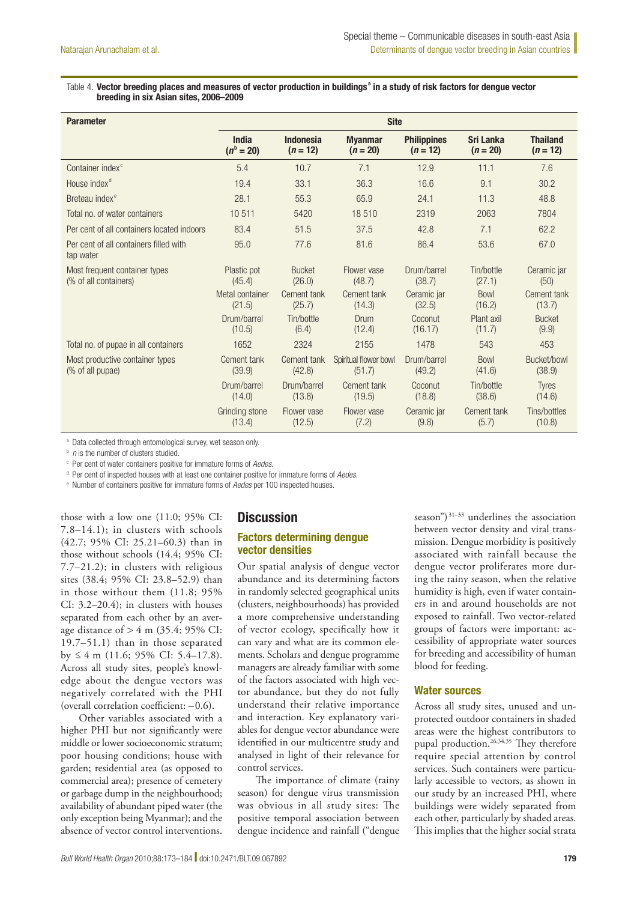Table 4. **Vector breeding places and measures of vector production in buildings[a] in a study of risk factors for dengue vector breeding in six Asian sites, 2006–2009**

| Parameter | Site | | | | | |
|---|---|---|---|---|---|---|
| | India ($n$[b] = 20) | Indonesia ($n$ = 12) | Myanmar ($n$ = 20) | Philippines ($n$ = 12) | Sri Lanka ($n$ = 20) | Thailand ($n$ = 12) |
| Container index[c] | 5.4 | 10.7 | 7.1 | 12.9 | 11.1 | 7.6 |
| House index[d] | 19.4 | 33.1 | 36.3 | 16.6 | 9.1 | 30.2 |
| Breteau index[e] | 28.1 | 55.3 | 65.9 | 24.1 | 11.3 | 48.8 |
| Total no. of water containers | 10 511 | 5420 | 18 510 | 2319 | 2063 | 7804 |
| Per cent of all containers located indoors | 83.4 | 51.5 | 37.5 | 42.8 | 7.1 | 62.2 |
| Per cent of all containers filled with tap water | 95.0 | 77.6 | 81.6 | 86.4 | 53.6 | 67.0 |
| Most frequent container types (% of all containers) | Plastic pot (45.4) | Bucket (26.0) | Flower vase (48.7) | Drum/barrel (38.7) | Tin/bottle (27.1) | Ceramic jar (50) |
| | Metal container (21.5) | Cement tank (25.7) | Cement tank (14.3) | Ceramic jar (32.5) | Bowl (16.2) | Cement tank (13.7) |
| | Drum/barrel (10.5) | Tin/bottle (6.4) | Drum (12.4) | Coconut (16.17) | Plant axil (11.7) | Bucket (9.9) |
| Total no. of pupae in all containers | 1652 | 2324 | 2155 | 1478 | 543 | 453 |
| Most productive container types (% of all pupae) | Cement tank (39.9) | Cement tank (42.8) | Spiritual flower bowl (51.7) | Drum/barrel (49.2) | Bowl (41.6) | Bucket/bowl (38.9) |
| | Drum/barrel (14.0) | Drum/barrel (13.8) | Cement tank (19.5) | Coconut (18.8) | Tin/bottle (38.6) | Tyres (14.6) |
| | Grinding stone (13.4) | Flower vase (12.5) | Flower vase (7.2) | Ceramic jar (9.8) | Cement tank (5.7) | Tins/bottles (10.8) |

[a] Data collected through entomological survey, wet season only.

[b] $n$ is the number of clusters studied.

[c] Per cent of water containers positive for immature forms of *Aedes*.

[d] Per cent of inspected houses with at least one container positive for immature forms of *Aedes*.

[e] Number of containers positive for immature forms of *Aedes* per 100 inspected houses.

those with a low one (11.0; 95% CI: 7.8–14.1); in clusters with schools (42.7; 95% CI: 25.21–60.3) than in those without schools (14.4; 95% CI: 7.7–21.2); in clusters with religious sites (38.4; 95% CI: 23.8–52.9) than in those without them (11.8; 95% CI: 3.2–20.4); in clusters with houses separated from each other by an average distance of > 4 m (35.4; 95% CI: 19.7–51.1) than in those separated by ≤ 4 m (11.6; 95% CI: 5.4–17.8). Across all study sites, people's knowledge about the dengue vectors was negatively correlated with the PHI (overall correlation coefficient: –0.6).

Other variables associated with a higher PHI but not significantly were middle or lower socioeconomic stratum; poor housing conditions; house with garden; residential area (as opposed to commercial area); presence of cemetery or garbage dump in the neighbourhood; availability of abundant piped water (the only exception being Myanmar); and the absence of vector control interventions.

## Discussion

### Factors determining dengue vector densities

Our spatial analysis of dengue vector abundance and its determining factors in randomly selected geographical units (clusters, neighbourhoods) has provided a more comprehensive understanding of vector ecology, specifically how it can vary and what are its common elements. Scholars and dengue programme managers are already familiar with some of the factors associated with high vector abundance, but they do not fully understand their relative importance and interaction. Key explanatory variables for dengue vector abundance were identified in our multicentre study and analysed in light of their relevance for control services.

The importance of climate (rainy season) for dengue virus transmission was obvious in all study sites: The positive temporal association between dengue incidence and rainfall ("dengue season")[31–33] underlines the association between vector density and viral transmission. Dengue morbidity is positively associated with rainfall because the dengue vector proliferates more during the rainy season, when the relative humidity is high, even if water containers in and around households are not exposed to rainfall. Two vector-related groups of factors were important: accessibility of appropriate water sources for breeding and accessibility of human blood for feeding.

### Water sources

Across all study sites, unused and unprotected outdoor containers in shaded areas were the highest contributors to pupal production.[26,34,35] They therefore require special attention by control services. Such containers were particularly accessible to vectors, as shown in our study by an increased PHI, where buildings were widely separated from each other, particularly by shaded areas. This implies that the higher social strata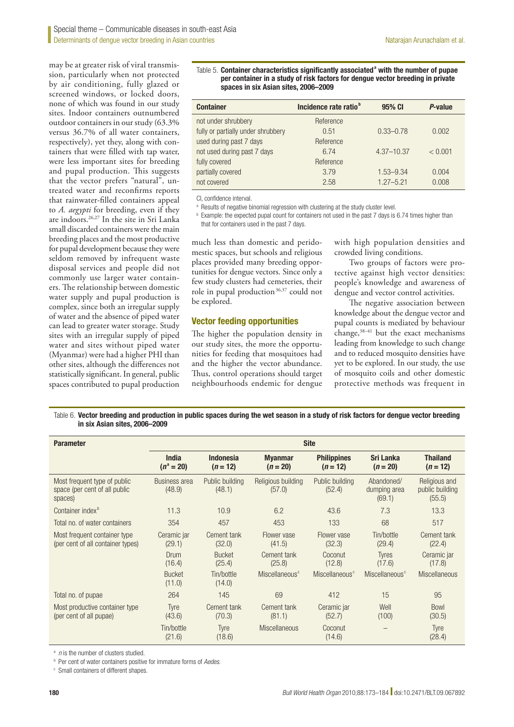may be at greater risk of viral transmission, particularly when not protected by air conditioning, fully glazed or screened windows, or locked doors, none of which was found in our study sites. Indoor containers outnumbered outdoor containers in our study (63.3% versus 36.7% of all water containers, respectively), yet they, along with containers that were filled with tap water, were less important sites for breeding and pupal production. This suggests that the vector prefers "natural", untreated water and reconfirms reports that rainwater-filled containers appeal to *A. aegypti* for breeding, even if they are indoors.[26,27] In the site in Sri Lanka small discarded containers were the main breeding places and the most productive for pupal development because they were seldom removed by infrequent waste disposal services and people did not commonly use larger water containers. The relationship between domestic water supply and pupal production is complex, since both an irregular supply of water and the absence of piped water can lead to greater water storage. Study sites with an irregular supply of piped water and sites without piped water (Myanmar) were had a higher PHI than other sites, although the differences not statistically significant. In general, public spaces contributed to pupal production much less than domestic and peridomestic spaces, but schools and religious places provided many breeding opportunities for dengue vectors. Since only a few study clusters had cemeteries, their role in pupal production[36,37] could not be explored.

Table 5. **Container characteristics significantly associated[a] with the number of pupae per container in a study of risk factors for dengue vector breeding in private spaces in six Asian sites, 2006–2009**

| Container | Incidence rate ratio[b] | 95% CI | *P*-value |
|---|---|---|---|
| not under shrubbery | Reference | | |
| fully or partially under shrubbery | 0.51 | 0.33–0.78 | 0.002 |
| used during past 7 days | Reference | | |
| not used during past 7 days | 6.74 | 4.37–10.37 | < 0.001 |
| fully covered | Reference | | |
| partially covered | 3.79 | 1.53–9.34 | 0.004 |
| not covered | 2.58 | 1.27–5.21 | 0.008 |

CI, confidence interval.

[a] Results of negative binomial regression with clustering at the study cluster level.

[b] Example: the expected pupal count for containers not used in the past 7 days is 6.74 times higher than that for containers used in the past 7 days.

## Vector feeding opportunities

The higher the population density in our study sites, the more the opportunities for feeding that mosquitoes had and the higher the vector abundance. Thus, control operations should target neighbourhoods endemic for dengue with high population densities and crowded living conditions.

Two groups of factors were protective against high vector densities: people's knowledge and awareness of dengue and vector control activities.

The negative association between knowledge about the dengue vector and pupal counts is mediated by behaviour change,[38–41] but the exact mechanisms leading from knowledge to such change and to reduced mosquito densities have yet to be explored. In our study, the use of mosquito coils and other domestic protective methods was frequent in

Table 6. **Vector breeding and production in public spaces during the wet season in a study of risk factors for dengue vector breeding in six Asian sites, 2006–2009**

| Parameter | Site | | | | | |
|---|---|---|---|---|---|---|
| | India ($n$[a] = 20) | Indonesia ($n$ = 12) | Myanmar ($n$ = 20) | Philippines ($n$ = 12) | Sri Lanka ($n$ = 20) | Thailand ($n$ = 12) |
| Most frequent type of public space (per cent of all public spaces) | Business area (48.9) | Public building (48.1) | Religious building (57.0) | Public building (52.4) | Abandoned/ dumping area (69.1) | Religious and public building (55.5) |
| Container index[b] | 11.3 | 10.9 | 6.2 | 43.6 | 7.3 | 13.3 |
| Total no. of water containers | 354 | 457 | 453 | 133 | 68 | 517 |
| Most frequent container type (per cent of all container types) | Ceramic jar (29.1) | Cement tank (32.0) | Flower vase (41.5) | Flower vase (32.3) | Tin/bottle (29.4) | Cement tank (22.4) |
| | Drum (16.4) | Bucket (25.4) | Cement tank (25.8) | Coconut (12.8) | Tyres (17.6) | Ceramic jar (17.8) |
| | Bucket (11.0) | Tin/bottle (14.0) | Miscellaneous[c] | Miscellaneous[c] | Miscellaneous[c] | Miscellaneous |
| Total no. of pupae | 264 | 145 | 69 | 412 | 15 | 95 |
| Most productive container type (per cent of all pupae) | Tyre (43.6) | Cement tank (70.3) | Cement tank (81.1) | Ceramic jar (52.7) | Well (100) | Bowl (30.5) |
| | Tin/bottle (21.6) | Tyre (18.6) | Miscellaneous | Coconut (14.6) | – | Tyre (28.4) |

[a] $n$ is the number of clusters studied.

[b] Per cent of water containers positive for immature forms of *Aedes*.

[c] Small containers of different shapes.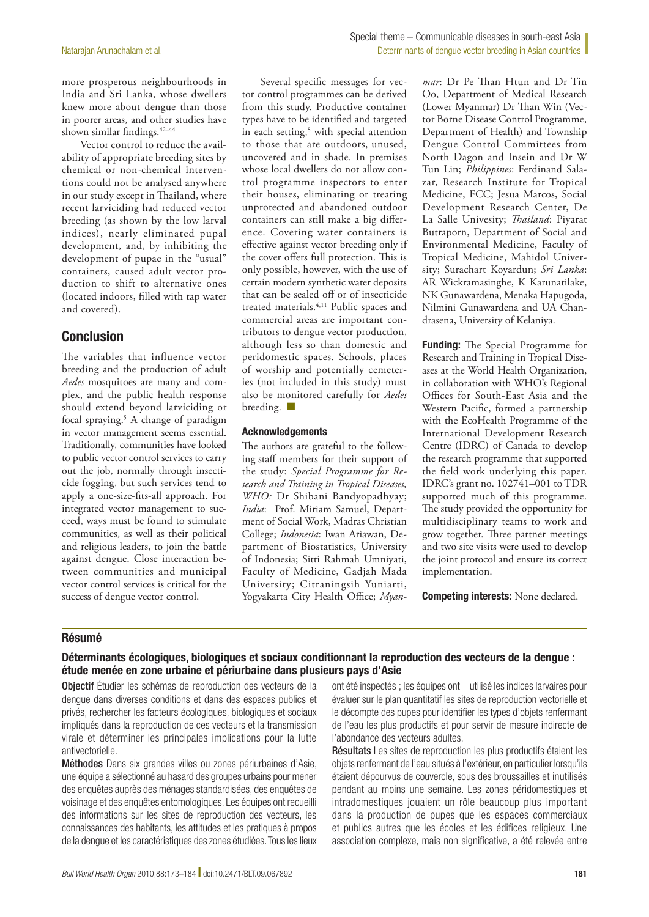more prosperous neighbourhoods in India and Sri Lanka, whose dwellers knew more about dengue than those in poorer areas, and other studies have shown similar findings.[42–44]

Vector control to reduce the availability of appropriate breeding sites by chemical or non-chemical interventions could not be analysed anywhere in our study except in Thailand, where recent larviciding had reduced vector breeding (as shown by the low larval indices), nearly eliminated pupal development, and, by inhibiting the development of pupae in the "usual" containers, caused adult vector production to shift to alternative ones (located indoors, filled with tap water and covered).

## Conclusion

The variables that influence vector breeding and the production of adult *Aedes* mosquitoes are many and complex, and the public health response should extend beyond larviciding or focal spraying.[5] A change of paradigm in vector management seems essential. Traditionally, communities have looked to public vector control services to carry out the job, normally through insecticide fogging, but such services tend to apply a one-size-fits-all approach. For integrated vector management to succeed, ways must be found to stimulate communities, as well as their political and religious leaders, to join the battle against dengue. Close interaction between communities and municipal vector control services is critical for the success of dengue vector control.

Several specific messages for vector control programmes can be derived from this study. Productive container types have to be identified and targeted in each setting,[8] with special attention to those that are outdoors, unused, uncovered and in shade. In premises whose local dwellers do not allow control programme inspectors to enter their houses, eliminating or treating unprotected and abandoned outdoor containers can still make a big difference. Covering water containers is effective against vector breeding only if the cover offers full protection. This is only possible, however, with the use of certain modern synthetic water deposits that can be sealed off or of insecticide treated materials.[4,11] Public spaces and commercial areas are important contributors to dengue vector production, although less so than domestic and peridomestic spaces. Schools, places of worship and potentially cemeteries (not included in this study) must also be monitored carefully for *Aedes* breeding. ■

### Acknowledgements

The authors are grateful to the following staff members for their support of the study: *Special Programme for Research and Training in Tropical Diseases, WHO:* Dr Shibani Bandyopadhyay; *India*: Prof. Miriam Samuel, Department of Social Work, Madras Christian College; *Indonesia*: Iwan Ariawan, Department of Biostatistics, University of Indonesia; Sitti Rahmah Umniyati, Faculty of Medicine, Gadjah Mada University; Citraningsih Yuniarti, Yogyakarta City Health Office; *Myanmar*: Dr Pe Than Htun and Dr Tin Oo, Department of Medical Research (Lower Myanmar) Dr Than Win (Vector Borne Disease Control Programme, Department of Health) and Township Dengue Control Committees from North Dagon and Insein and Dr W Tun Lin; *Philippines*: Ferdinand Salazar, Research Institute for Tropical Medicine, FCC; Jesua Marcos, Social Development Research Center, De La Salle Univesity; *Thailand*: Piyarat Butraporn, Department of Social and Environmental Medicine, Faculty of Tropical Medicine, Mahidol University; Surachart Koyardun; *Sri Lanka*: AR Wickramasinghe, K Karunatilake, NK Gunawardena, Menaka Hapugoda, Nilmini Gunawardena and UA Chandrasena, University of Kelaniya.

**Funding:** The Special Programme for Research and Training in Tropical Diseases at the World Health Organization, in collaboration with WHO's Regional Offices for South-East Asia and the Western Pacific, formed a partnership with the EcoHealth Programme of the International Development Research Centre (IDRC) of Canada to develop the research programme that supported the field work underlying this paper. IDRC's grant no. 102741–001 to TDR supported much of this programme. The study provided the opportunity for multidisciplinary teams to work and grow together. Three partner meetings and two site visits were used to develop the joint protocol and ensure its correct implementation.

**Competing interests:** None declared.

## Résumé

### Déterminants écologiques, biologiques et sociaux conditionnant la reproduction des vecteurs de la dengue : étude menée en zone urbaine et périurbaine dans plusieurs pays d'Asie

**Objectif** Étudier les schémas de reproduction des vecteurs de la dengue dans diverses conditions et dans des espaces publics et privés, rechercher les facteurs écologiques, biologiques et sociaux impliqués dans la reproduction de ces vecteurs et la transmission virale et déterminer les principales implications pour la lutte antivectorielle.

**Méthodes** Dans six grandes villes ou zones périurbaines d'Asie, une équipe a sélectionné au hasard des groupes urbains pour mener des enquêtes auprès des ménages standardisées, des enquêtes de voisinage et des enquêtes entomologiques. Les équipes ont recueilli des informations sur les sites de reproduction des vecteurs, les connaissances des habitants, les attitudes et les pratiques à propos de la dengue et les caractéristiques des zones étudiées. Tous les lieux ont été inspectés ; les équipes ont utilisé les indices larvaires pour évaluer sur le plan quantitatif les sites de reproduction vectorielle et le décompte des pupes pour identifier les types d'objets renfermant de l'eau les plus productifs et pour servir de mesure indirecte de l'abondance des vecteurs adultes.

**Résultats** Les sites de reproduction les plus productifs étaient les objets renfermant de l'eau situés à l'extérieur, en particulier lorsqu'ils étaient dépourvus de couvercle, sous des broussailles et inutilisés pendant au moins une semaine. Les zones péridomestiques et intradomestiques jouaient un rôle beaucoup plus important dans la production de pupes que les espaces commerciaux et publics autres que les écoles et les édifices religieux. Une association complexe, mais non significative, a été relevée entre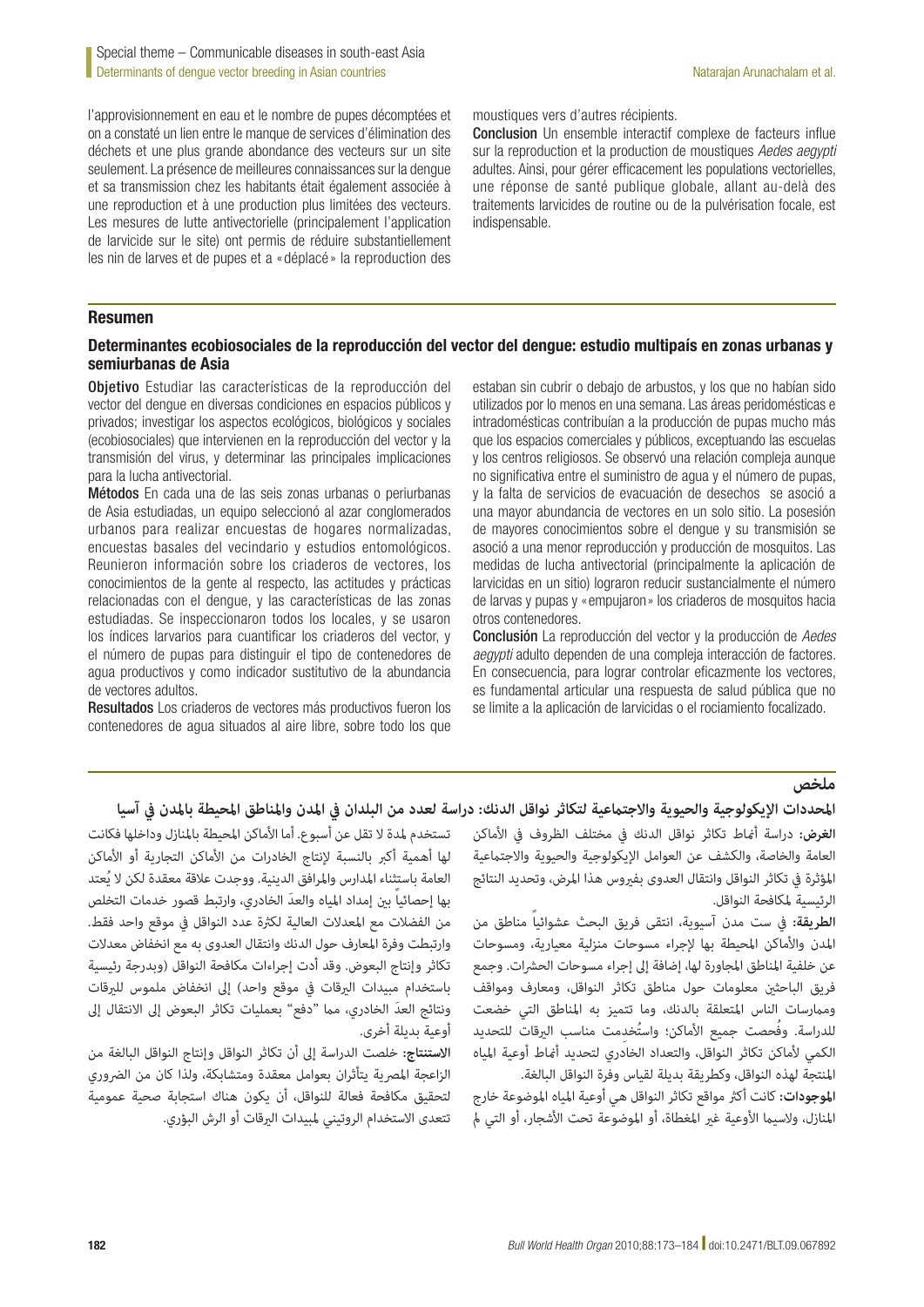l'approvisionnement en eau et le nombre de pupes décomptées et on a constaté un lien entre le manque de services d'élimination des déchets et une plus grande abondance des vecteurs sur un site seulement. La présence de meilleures connaissances sur la dengue et sa transmission chez les habitants était également associée à une reproduction et à une production plus limitées des vecteurs. Les mesures de lutte antivectorielle (principalement l'application de larvicide sur le site) ont permis de réduire substantiellement les nin de larves et de pupes et a «déplacé» la reproduction des moustiques vers d'autres récipients.

**Conclusion** Un ensemble interactif complexe de facteurs influe sur la reproduction et la production de moustiques *Aedes aegypti* adultes. Ainsi, pour gérer efficacement les populations vectorielles, une réponse de santé publique globale, allant au-delà des traitements larvicides de routine ou de la pulvérisation focale, est indispensable.

## Resumen

### Determinantes ecobiosociales de la reproducción del vector del dengue: estudio multipaís en zonas urbanas y semiurbanas de Asia

**Objetivo** Estudiar las características de la reproducción del vector del dengue en diversas condiciones en espacios públicos y privados; investigar los aspectos ecológicos, biológicos y sociales (ecobiosociales) que intervienen en la reproducción del vector y la transmisión del virus, y determinar las principales implicaciones para la lucha antivectorial.

**Métodos** En cada una de las seis zonas urbanas o periurbanas de Asia estudiadas, un equipo seleccionó al azar conglomerados urbanos para realizar encuestas de hogares normalizadas, encuestas basales del vecindario y estudios entomológicos. Reunieron información sobre los criaderos de vectores, los conocimientos de la gente al respecto, las actitudes y prácticas relacionadas con el dengue, y las características de las zonas estudiadas. Se inspeccionaron todos los locales, y se usaron los índices larvarios para cuantificar los criaderos del vector, y el número de pupas para distinguir el tipo de contenedores de agua productivos y como indicador sustitutivo de la abundancia de vectores adultos.

**Resultados** Los criaderos de vectores más productivos fueron los contenedores de agua situados al aire libre, sobre todo los que estaban sin cubrir o debajo de arbustos, y los que no habían sido utilizados por lo menos en una semana. Las áreas peridomésticas e intradomésticas contribuían a la producción de pupas mucho más que los espacios comerciales y públicos, exceptuando las escuelas y los centros religiosos. Se observó una relación compleja aunque no significativa entre el suministro de agua y el número de pupas, y la falta de servicios de evacuación de desechos se asoció a una mayor abundancia de vectores en un solo sitio. La posesión de mayores conocimientos sobre el dengue y su transmisión se asoció a una menor reproducción y producción de mosquitos. Las medidas de lucha antivectorial (principalmente la aplicación de larvicidas en un sitio) lograron reducir sustancialmente el número de larvas y pupas y «empujaron» los criaderos de mosquitos hacia otros contenedores.

**Conclusión** La reproducción del vector y la producción de *Aedes aegypti* adulto dependen de una compleja interacción de factores. En consecuencia, para lograr controlar eficazmente los vectores, es fundamental articular una respuesta de salud pública que no se limite a la aplicación de larvicidas o el rociamiento focalizado.

## ملخص

### المحددات الإيكولوجية والحيوية والاجتماعية لتكاثر نواقل الدنك: دراسة لعدد من البلدان في المدن والمناطق المحيطة بالمدن في آسيا

**الغرض:** دراسة أنماط تكاثر نواقل الدنك في مختلف الظروف في الأماكن العامة والخاصة، والكشف عن العوامل الإيكولوجية والحيوية والاجتماعية المؤثرة في تكاثر النواقل وانتقال العدوى بفيروس هذا المرض، وتحديد النتائج الرئيسية لمكافحة النواقل.

**الطريقة:** في ست مدن آسيوية، انتقى فريق البحث عشوائياً مناطق من المدن والأماكن المحيطة بها لإجراء مسوحات منزلية معيارية، ومسوحات عن خلفية المناطق المجاورة لها، إضافة إلى إجراء مسوحات الحشرات. وجمع فريق الباحثين معلومات حول مناطق تكاثر النواقل، ومعارف ومواقف وممارسات الناس المتعلقة بالدنك، وما تتميز به المناطق التي خضعت للدراسة. وفُحصت جميع الأماكن؛ واستُخدمت مناسب اليرقات للتحديد الكمي لأماكن تكاثر النواقل، والتعداد الخادري لتحديد أنماط أوعية المياه المنتجة لهذه النواقل، وكطريقة بديلة لقياس وفرة النواقل البالغة.

**الموجودات:** كانت أكثر مواقع تكاثر النواقل هي أوعية المياه الموضوعة خارج المنازل، ولاسيما الأوعية غير المغطاة، أو الموضوعة تحت الأشجار، أو التي لم تستخدم لمدة لا تقل عن أسبوع. أما الأماكن المحيطة بالمنازل وداخلها فكانت لها أهمية أكبر بالنسبة لإنتاج الخادرات من الأماكن التجارية أو الأماكن العامة باستثناء المدارس والمرافق الدينية. ووجدت علاقة معقدة لكن لا يُعتد بها إحصائياً بين إمداد المياه والعدّ الخادري، وارتبط قصور خدمات التخلص من الفضلات مع المعدلات العالية لكثرة عدد النواقل في موقع واحد فقط. وارتبطت وفرة المعارف حول الدنك وانتقال العدوى به مع انخفاض معدلات تكاثر وإنتاج البعوض. وقد أدت إجراءات مكافحة النواقل (وبدرجة رئيسية باستخدام مبيدات اليرقات في موقع واحد) إلى انخفاض ملموس لليرقات ونتائج العدّ الخادري، مما "دفع" بعمليات تكاثر البعوض إلى الانتقال إلى أوعية بديلة أخرى.

**الاستنتاج:** خلصت الدراسة إلى أن تكاثر النواقل وإنتاج النواقل البالغة من الزاعجة المصرية يتأثران بعوامل معقدة ومتشابكة، ولذا كان من الضروري لتحقيق مكافحة فعالة للنواقل، أن يكون هناك استجابة صحية عمومية تتعدى الاستخدام الروتيني لمبيدات اليرقات أو الرش البؤري.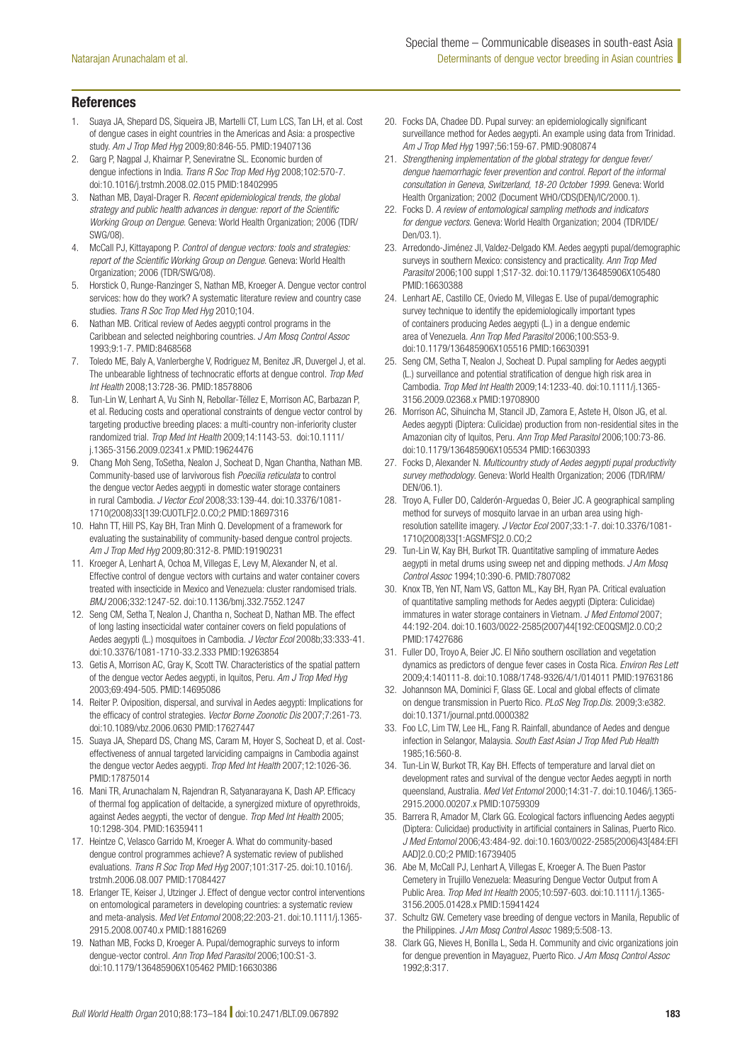## References

1. Suaya JA, Shepard DS, Siqueira JB, Martelli CT, Lum LCS, Tan LH, et al. Cost of dengue cases in eight countries in the Americas and Asia: a prospective study. *Am J Trop Med Hyg* 2009;80:846-55. PMID:19407136
2. Garg P, Nagpal J, Khairnar P, Seneviratne SL. Economic burden of dengue infections in India. *Trans R Soc Trop Med Hyg* 2008;102:570-7. doi:10.1016/j.trstmh.2008.02.015 PMID:18402995
3. Nathan MB, Dayal-Drager R. *Recent epidemiological trends, the global strategy and public health advances in dengue: report of the Scientific Working Group on Dengue*. Geneva: World Health Organization; 2006 (TDR/SWG/08).
4. McCall PJ, Kittayapong P. *Control of dengue vectors: tools and strategies: report of the Scientific Working Group on Dengue*. Geneva: World Health Organization; 2006 (TDR/SWG/08).
5. Horstick O, Runge-Ranzinger S, Nathan MB, Kroeger A. Dengue vector control services: how do they work? A systematic literature review and country case studies. *Trans R Soc Trop Med Hyg* 2010;104.
6. Nathan MB. Critical review of Aedes aegypti control programs in the Caribbean and selected neighboring countries. *J Am Mosq Control Assoc* 1993;9:1-7. PMID:8468568
7. Toledo ME, Baly A, Vanlerberghe V, Rodriguez M, Benitez JR, Duvergel J, et al. The unbearable lightness of technocratic efforts at dengue control. *Trop Med Int Health* 2008;13:728-36. PMID:18578806
8. Tun-Lin W, Lenhart A, Vu Sinh N, Rebollar-Téllez E, Morrison AC, Barbazan P, et al. Reducing costs and operational constraints of dengue vector control by targeting productive breeding places: a multi-country non-inferiority cluster randomized trial. *Trop Med Int Health* 2009;14:1143-53. doi:10.1111/j.1365-3156.2009.02341.x PMID:19624476
9. Chang Moh Seng, ToSetha, Nealon J, Socheat D, Ngan Chantha, Nathan MB. Community-based use of larvivorous fish *Poecilia reticulata* to control the dengue vector Aedes aegypti in domestic water storage containers in rural Cambodia. *J Vector Ecol* 2008;33:139-44. doi:10.3376/1081-1710(2008)33[139:CUOTLF]2.0.CO;2 PMID:18697316
10. Hahn TT, Hill PS, Kay BH, Tran Minh Q. Development of a framework for evaluating the sustainability of community-based dengue control projects. *Am J Trop Med Hyg* 2009;80:312-8. PMID:19190231
11. Kroeger A, Lenhart A, Ochoa M, Villegas E, Levy M, Alexander N, et al. Effective control of dengue vectors with curtains and water container covers treated with insecticide in Mexico and Venezuela: cluster randomised trials. *BMJ* 2006;332:1247-52. doi:10.1136/bmj.332.7552.1247
12. Seng CM, Setha T, Nealon J, Chantha n, Socheat D, Nathan MB. The effect of long lasting insecticidal water container covers on field populations of Aedes aegypti (L.) mosquitoes in Cambodia. *J Vector Ecol* 2008b;33:333-41. doi:10.3376/1081-1710-33.2.333 PMID:19263854
13. Getis A, Morrison AC, Gray K, Scott TW. Characteristics of the spatial pattern of the dengue vector Aedes aegypti, in Iquitos, Peru. *Am J Trop Med Hyg* 2003;69:494-505. PMID:14695086
14. Reiter P. Oviposition, dispersal, and survival in Aedes aegypti: Implications for the efficacy of control strategies. *Vector Borne Zoonotic Dis* 2007;7:261-73. doi:10.1089/vbz.2006.0630 PMID:17627447
15. Suaya JA, Shepard DS, Chang MS, Caram M, Hoyer S, Socheat D, et al. Cost-effectiveness of annual targeted larviciding campaigns in Cambodia against the dengue vector Aedes aegypti. *Trop Med Int Health* 2007;12:1026-36. PMID:17875014
16. Mani TR, Arunachalam N, Rajendran R, Satyanarayana K, Dash AP. Efficacy of thermal fog application of deltacide, a synergized mixture of pyrethroids, against Aedes aegypti, the vector of dengue. *Trop Med Int Health* 2005;10:1298-304. PMID:16359411
17. Heintze C, Velasco Garrido M, Kroeger A. What do community-based dengue control programmes achieve? A systematic review of published evaluations. *Trans R Soc Trop Med Hyg* 2007;101:317-25. doi:10.1016/j.trstmh.2006.08.007 PMID:17084427
18. Erlanger TE, Keiser J, Utzinger J. Effect of dengue vector control interventions on entomological parameters in developing countries: a systematic review and meta-analysis. *Med Vet Entomol* 2008;22:203-21. doi:10.1111/j.1365-2915.2008.00740.x PMID:18816269
19. Nathan MB, Focks D, Kroeger A. Pupal/demographic surveys to inform dengue-vector control. *Ann Trop Med Parasitol* 2006;100:S1-3. doi:10.1179/136485906X105462 PMID:16630386
20. Focks DA, Chadee DD. Pupal survey: an epidemiologically significant surveillance method for Aedes aegypti. An example using data from Trinidad. *Am J Trop Med Hyg* 1997;56:159-67. PMID:9080874
21. *Strengthening implementation of the global strategy for dengue fever/dengue haemorrhagic fever prevention and control. Report of the informal consultation in Geneva, Switzerland, 18-20 October 1999*. Geneva: World Health Organization; 2002 (Document WHO/CDS(DEN)/IC/2000.1).
22. Focks D. *A review of entomological sampling methods and indicators for dengue vectors*. Geneva: World Health Organization; 2004 (TDR/IDE/Den/03.1).
23. Arredondo-Jiménez JI, Valdez-Delgado KM. Aedes aegypti pupal/demographic surveys in southern Mexico: consistency and practicality. *Ann Trop Med Parasitol* 2006;100 suppl 1;S17-32. doi:10.1179/136485906X105480 PMID:16630388
24. Lenhart AE, Castillo CE, Oviedo M, Villegas E. Use of pupal/demographic survey technique to identify the epidemiologically important types of containers producing Aedes aegypti (L.) in a dengue endemic area of Venezuela. *Ann Trop Med Parasitol* 2006;100:S53-9. doi:10.1179/136485906X105516 PMID:16630391
25. Seng CM, Setha T, Nealon J, Socheat D. Pupal sampling for Aedes aegypti (L.) surveillance and potential stratification of dengue high risk area in Cambodia. *Trop Med Int Health* 2009;14:1233-40. doi:10.1111/j.1365-3156.2009.02368.x PMID:19708900
26. Morrison AC, Sihuincha M, Stancil JD, Zamora E, Astete H, Olson JG, et al. Aedes aegypti (Diptera: Culicidae) production from non-residential sites in the Amazonian city of Iquitos, Peru. *Ann Trop Med Parasitol* 2006;100:73-86. doi:10.1179/136485906X105534 PMID:16630393
27. Focks D, Alexander N. *Multicountry study of Aedes aegypti pupal productivity survey methodology*. Geneva: World Health Organization; 2006 (TDR/IRM/DEN/06.1).
28. Troyo A, Fuller DO, Calderón-Arguedas O, Beier JC. A geographical sampling method for surveys of mosquito larvae in an urban area using high-resolution satellite imagery. *J Vector Ecol* 2007;33:1-7. doi:10.3376/1081-1710(2008)33[1:AGSMFS]2.0.CO;2
29. Tun-Lin W, Kay BH, Burkot TR. Quantitative sampling of immature Aedes aegypti in metal drums using sweep net and dipping methods. *J Am Mosq Control Assoc* 1994;10:390-6. PMID:7807082
30. Knox TB, Yen NT, Nam VS, Gatton ML, Kay BH, Ryan PA. Critical evaluation of quantitative sampling methods for Aedes aegypti (Diptera: Culicidae) immatures in water storage containers in Vietnam. *J Med Entomol* 2007;44:192-204. doi:10.1603/0022-2585(2007)44[192:CEOQSM]2.0.CO;2 PMID:17427686
31. Fuller DO, Troyo A, Beier JC. El Niño southern oscillation and vegetation dynamics as predictors of dengue fever cases in Costa Rica. *Environ Res Lett* 2009;4:140111-8. doi:10.1088/1748-9326/4/1/014011 PMID:19763186
32. Johansson MA, Dominici F, Glass GE. Local and global effects of climate on dengue transmission in Puerto Rico. *PLoS Neg Trop.Dis*. 2009;3:e382. doi:10.1371/journal.pntd.0000382
33. Foo LC, Lim TW, Lee HL, Fang R. Rainfall, abundance of Aedes and dengue infection in Selangor, Malaysia. *South East Asian J Trop Med Pub Health* 1985;16:560-8.
34. Tun-Lin W, Burkot TR, Kay BH. Effects of temperature and larval diet on development rates and survival of the dengue vector Aedes aegypti in north queensland, Australia. *Med Vet Entomol* 2000;14:31-7. doi:10.1046/j.1365-2915.2000.00207.x PMID:10759309
35. Barrera R, Amador M, Clark GG. Ecological factors influencing Aedes aegypti (Diptera: Culicidae) productivity in artificial containers in Salinas, Puerto Rico. *J Med Entomol* 2006;43:484-92. doi:10.1603/0022-2585(2006)43[484:EFIAAD]2.0.CO;2 PMID:16739405
36. Abe M, McCall PJ, Lenhart A, Villegas E, Kroeger A. The Buen Pastor Cemetery in Trujillo Venezuela: Measuring Dengue Vector Output from A Public Area. *Trop Med Int Health* 2005;10:597-603. doi:10.1111/j.1365-3156.2005.01428.x PMID:15941424
37. Schultz GW. Cemetery vase breeding of dengue vectors in Manila, Republic of the Philippines. *J Am Mosq Control Assoc* 1989;5:508-13.
38. Clark GG, Nieves H, Bonilla L, Seda H. Community and civic organizations join for dengue prevention in Mayaguez, Puerto Rico. *J Am Mosq Control Assoc* 1992;8:317.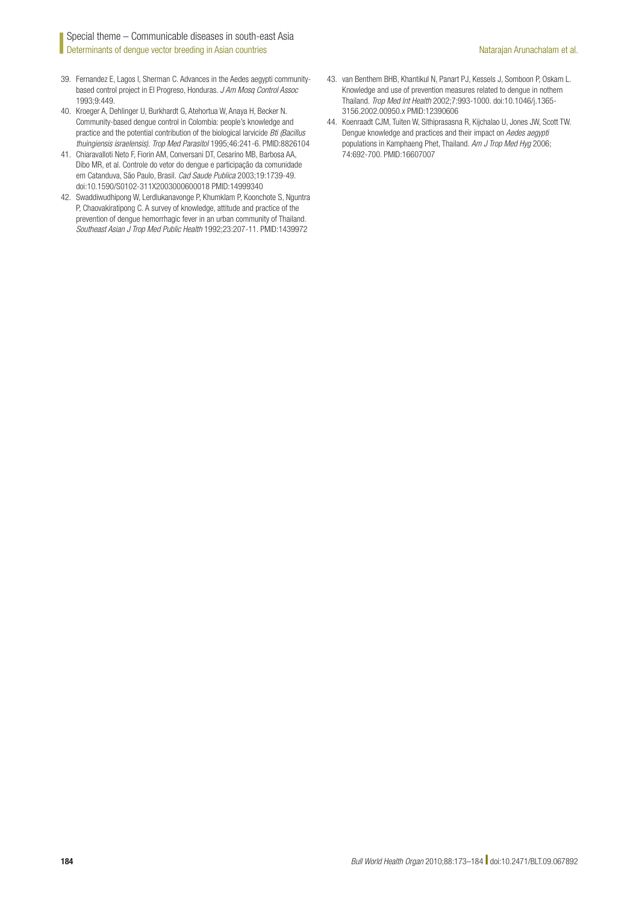39. Fernandez E, Lagos I, Sherman C. Advances in the Aedes aegypti community-based control project in El Progreso, Honduras. *J Am Mosq Control Assoc* 1993;9:449.
40. Kroeger A, Dehlinger U, Burkhardt G, Atehortua W, Anaya H, Becker N. Community-based dengue control in Colombia: people's knowledge and practice and the potential contribution of the biological larvicide *Bti (Bacillus thuingiensis israelensis)*. *Trop Med Parasitol* 1995;46:241-6. PMID:8826104
41. Chiaravalloti Neto F, Fiorin AM, Conversani DT, Cesarino MB, Barbosa AA, Dibo MR, et al. Controle do vetor do dengue e participação da comunidade em Catanduva, São Paulo, Brasil. *Cad Saude Publica* 2003;19:1739-49. doi:10.1590/S0102-311X2003000600018 PMID:14999340
42. Swaddiwudhipong W, Lerdlukanavonge P, Khumklam P, Koonchote S, Nguntra P, Chaovakiratipong C. A survey of knowledge, attitude and practice of the prevention of dengue hemorrhagic fever in an urban community of Thailand. *Southeast Asian J Trop Med Public Health* 1992;23:207-11. PMID:1439972
43. van Benthem BHB, Khantikul N, Panart PJ, Kessels J, Somboon P, Oskam L. Knowledge and use of prevention measures related to dengue in nothern Thailand. *Trop Med Int Health* 2002;7:993-1000. doi:10.1046/j.1365-3156.2002.00950.x PMID:12390606
44. Koenraadt CJM, Tuiten W, Sithiprasasna R, Kijchalao U, Jones JW, Scott TW. Dengue knowledge and practices and their impact on *Aedes aegypti* populations in Kamphaeng Phet, Thailand. *Am J Trop Med Hyg* 2006; 74:692-700. PMID:16607007